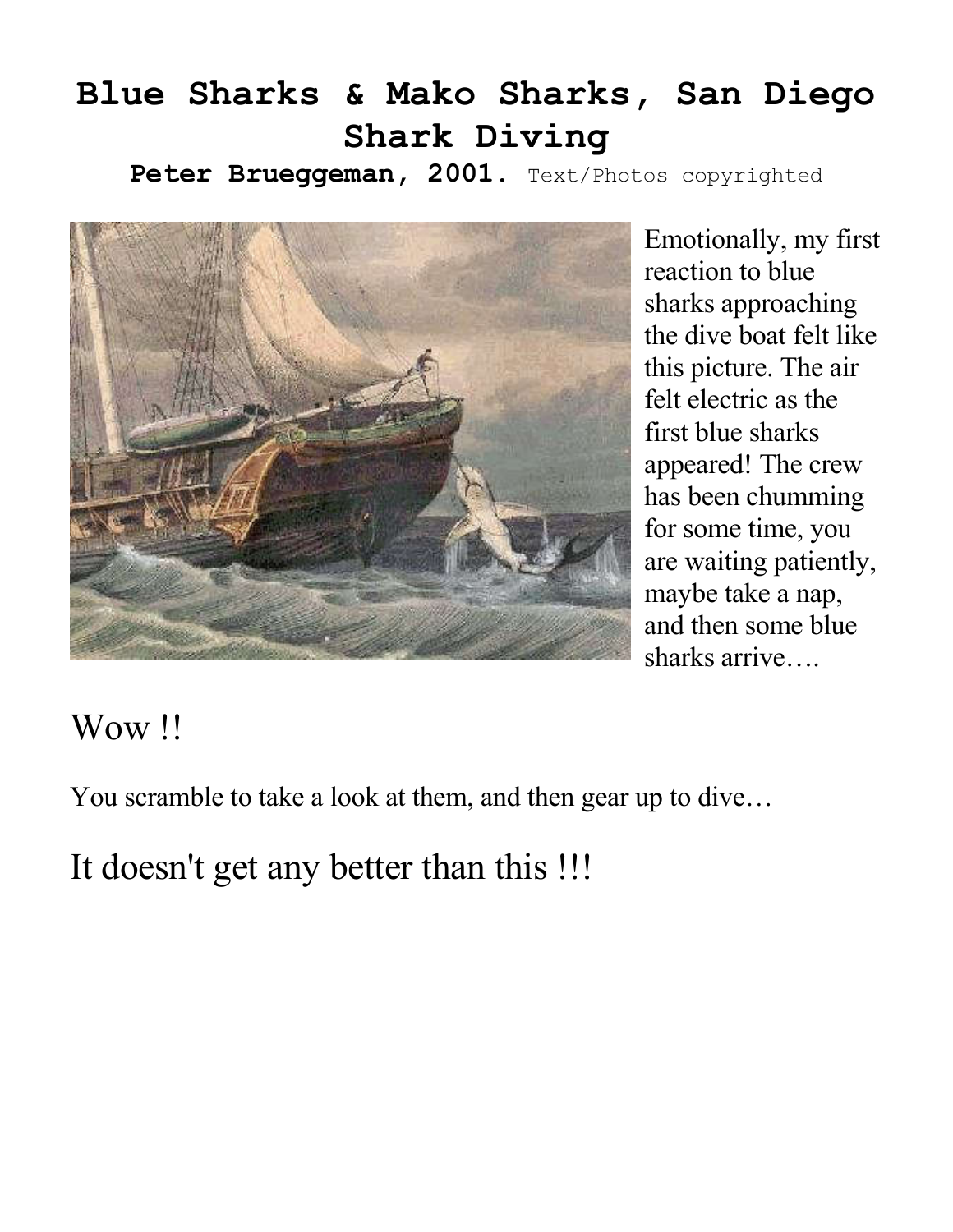# Blue Sharks & Mako Sharks, San Diego Shark Diving

**Peter Brueggeman, 2001.** Text/Photos copyrighted

Emotionally, my first reaction to blue sharks approaching the dive boat felt like this picture. The air felt electric as the first blue sharks appeared! The crew has been chumming for some time, you are waiting patiently, maybe take a nap, and then some blue sharks arrive….

Wow !!

You scramble to take a look at them, and then gear up to dive…

It doesn't get any better than this !!!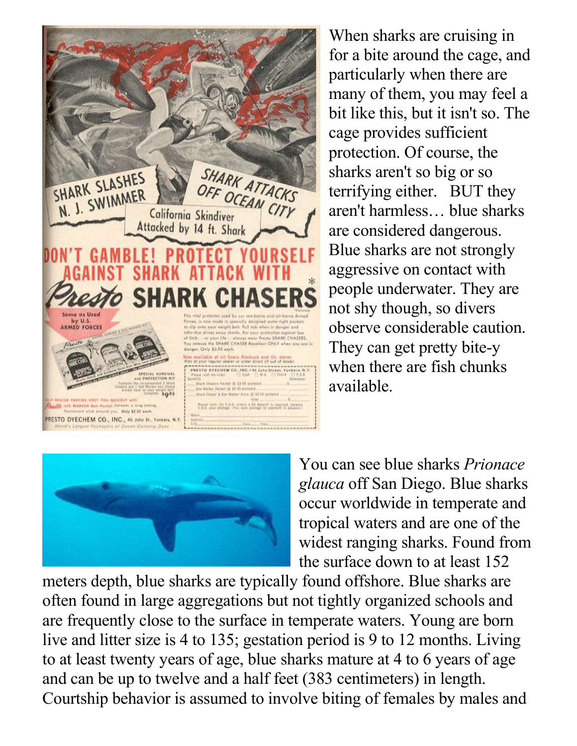When sharks are cruising in for a bite around the cage, and particularly when there are many of them, you may feel a bit like this, but it isn't so. The cage provides sufficient protection. Of course, the sharks aren't so big or so terrifying either. BUT they aren't harmless… blue sharks are considered dangerous. Blue sharks are not strongly aggressive on contact with people underwater. They are not shy though, so divers observe considerable caution. They can get pretty bite-y when there are fish chunks available.

You can see blue sharks *Prionace glauca* off San Diego. Blue sharks occur worldwide in temperate and tropical waters and are one of the widest ranging sharks. Found from the surface down to at least 152 meters depth, blue sharks are typically found offshore. Blue sharks are often found in large aggregations but not tightly organized schools and are frequently close to the surface in temperate waters. Young are born live and litter size is 4 to 135; gestation period is 9 to 12 months. Living to at least twenty years of age, blue sharks mature at 4 to 6 years of age and can be up to twelve and a half feet (383 centimeters) in length. Courtship behavior is assumed to involve biting of females by males and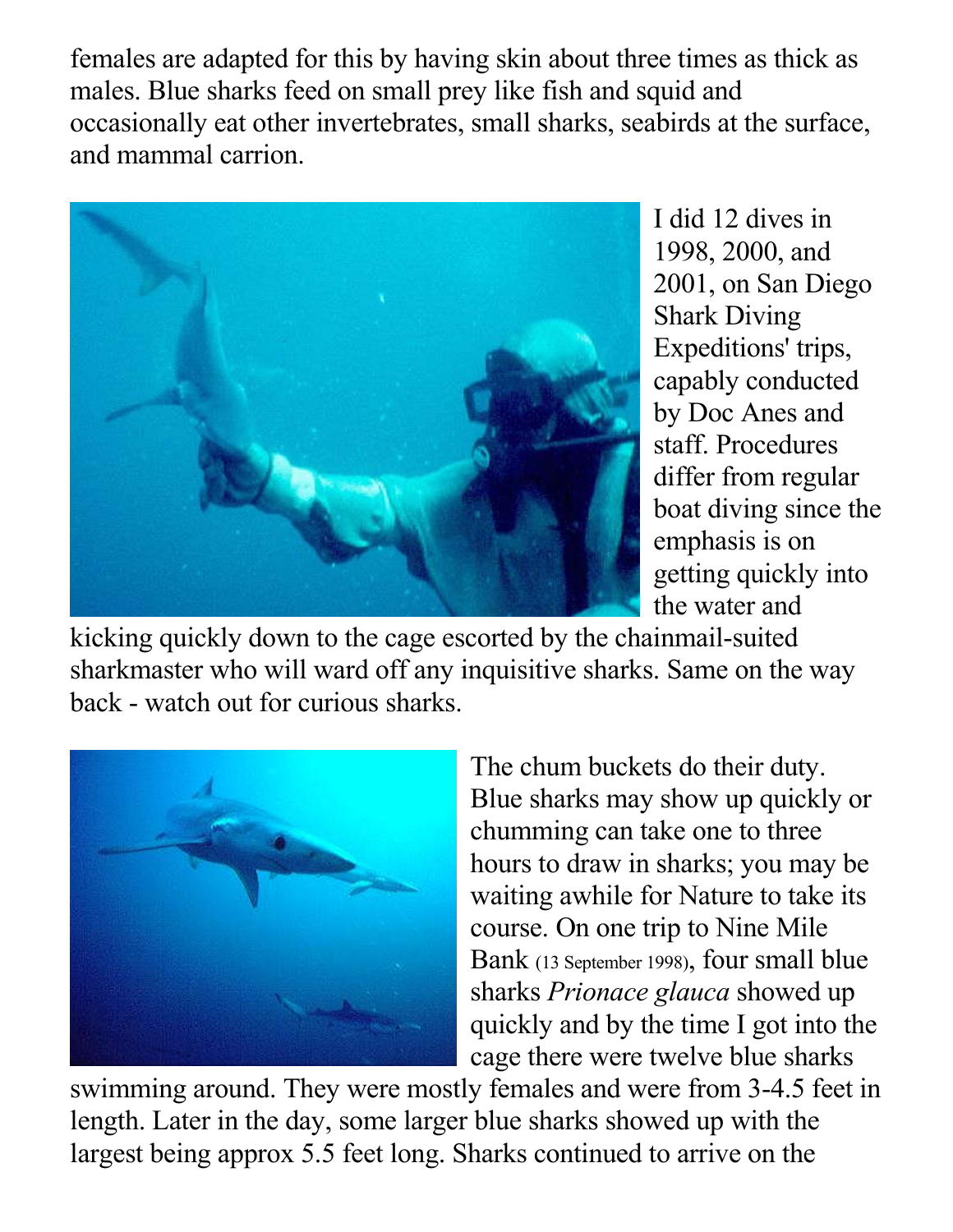females are adapted for this by having skin about three times as thick as males. Blue sharks feed on small prey like fish and squid and occasionally eat other invertebrates, small sharks, seabirds at the surface, and mammal carrion.

I did 12 dives in 1998, 2000, and 2001, on San Diego Shark Diving Expeditions' trips, capably conducted by Doc Anes and staff. Procedures differ from regular boat diving since the emphasis is on getting quickly into the water and kicking quickly down to the cage escorted by the chainmail-suited sharkmaster who will ward off any inquisitive sharks. Same on the way back - watch out for curious sharks.

The chum buckets do their duty. Blue sharks may show up quickly or chumming can take one to three hours to draw in sharks; you may be waiting awhile for Nature to take its course. On one trip to Nine Mile Bank (13 September 1998), four small blue sharks *Prionace glauca* showed up quickly and by the time I got into the cage there were twelve blue sharks swimming around. They were mostly females and were from 3-4.5 feet in length. Later in the day, some larger blue sharks showed up with the largest being approx 5.5 feet long. Sharks continued to arrive on the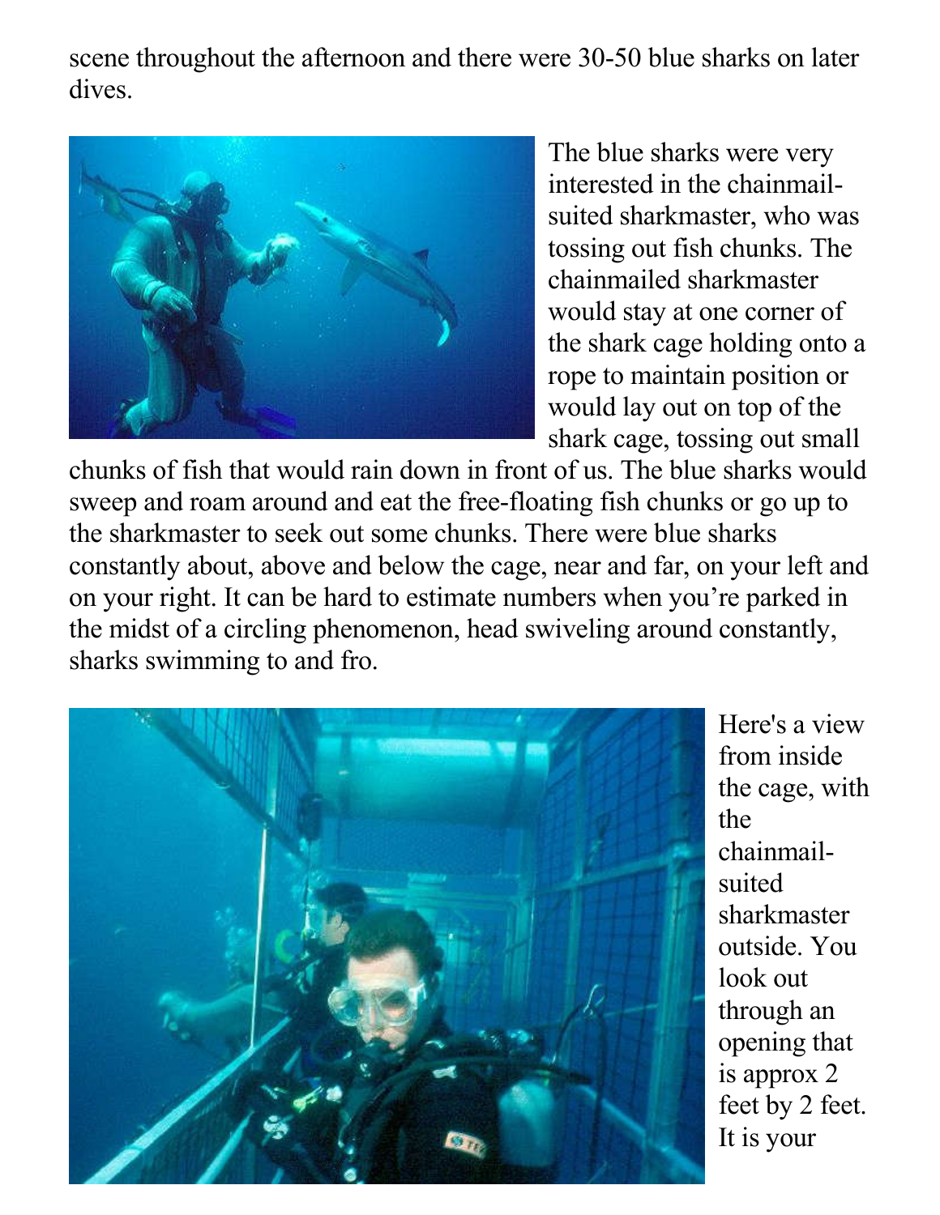scene throughout the afternoon and there were 30-50 blue sharks on later dives.

The blue sharks were very interested in the chainmail-suited sharkmaster, who was tossing out fish chunks. The chainmailed sharkmaster would stay at one corner of the shark cage holding onto a rope to maintain position or would lay out on top of the shark cage, tossing out small chunks of fish that would rain down in front of us. The blue sharks would sweep and roam around and eat the free-floating fish chunks or go up to the sharkmaster to seek out some chunks. There were blue sharks constantly about, above and below the cage, near and far, on your left and on your right. It can be hard to estimate numbers when you're parked in the midst of a circling phenomenon, head swiveling around constantly, sharks swimming to and fro.

Here's a view from inside the cage, with the chainmail-suited sharkmaster outside. You look out through an opening that is approx 2 feet by 2 feet. It is your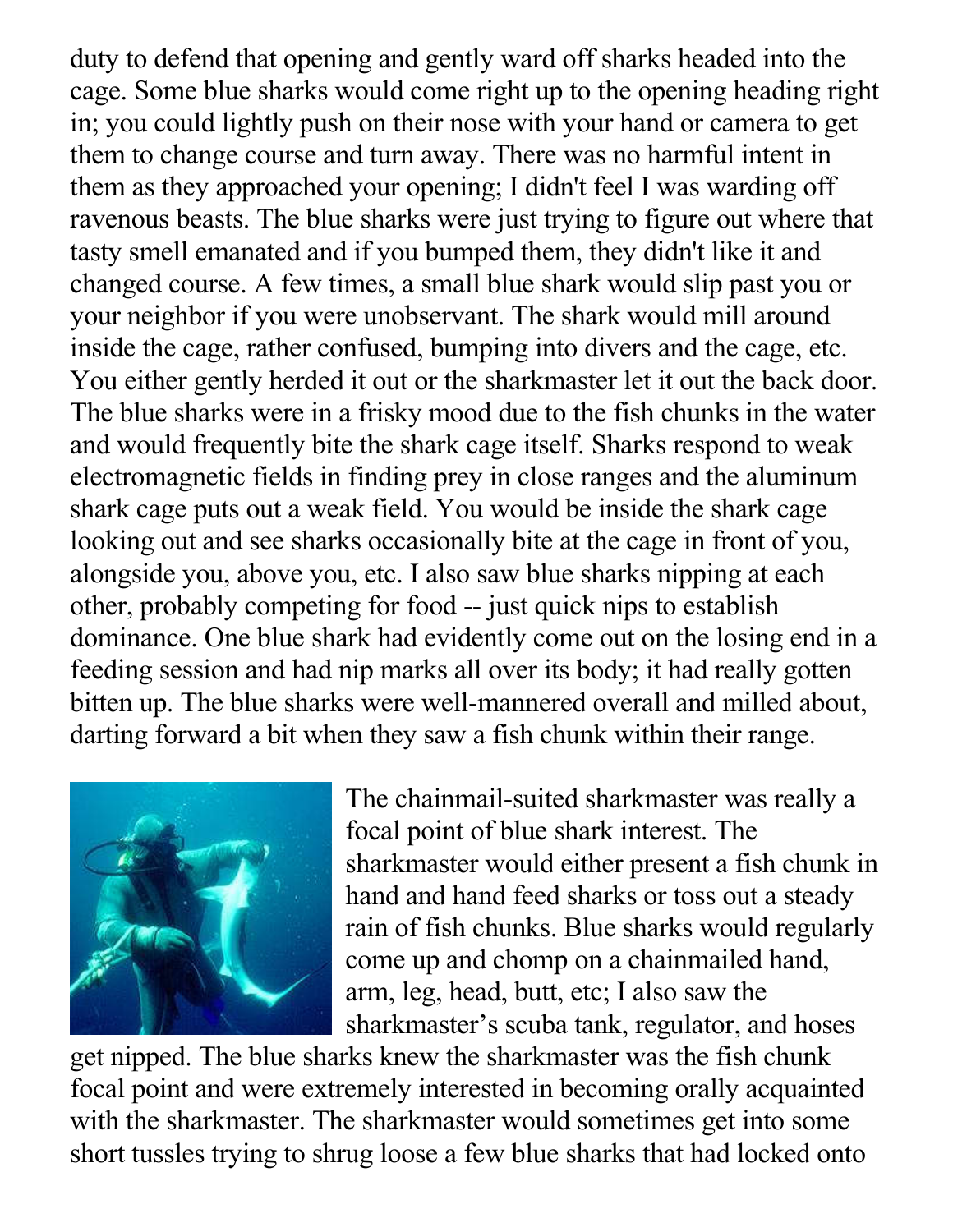duty to defend that opening and gently ward off sharks headed into the cage. Some blue sharks would come right up to the opening heading right in; you could lightly push on their nose with your hand or camera to get them to change course and turn away. There was no harmful intent in them as they approached your opening; I didn't feel I was warding off ravenous beasts. The blue sharks were just trying to figure out where that tasty smell emanated and if you bumped them, they didn't like it and changed course. A few times, a small blue shark would slip past you or your neighbor if you were unobservant. The shark would mill around inside the cage, rather confused, bumping into divers and the cage, etc. You either gently herded it out or the sharkmaster let it out the back door. The blue sharks were in a frisky mood due to the fish chunks in the water and would frequently bite the shark cage itself. Sharks respond to weak electromagnetic fields in finding prey in close ranges and the aluminum shark cage puts out a weak field. You would be inside the shark cage looking out and see sharks occasionally bite at the cage in front of you, alongside you, above you, etc. I also saw blue sharks nipping at each other, probably competing for food -- just quick nips to establish dominance. One blue shark had evidently come out on the losing end in a feeding session and had nip marks all over its body; it had really gotten bitten up. The blue sharks were well-mannered overall and milled about, darting forward a bit when they saw a fish chunk within their range.

The chainmail-suited sharkmaster was really a focal point of blue shark interest. The sharkmaster would either present a fish chunk in hand and hand feed sharks or toss out a steady rain of fish chunks. Blue sharks would regularly come up and chomp on a chainmailed hand, arm, leg, head, butt, etc; I also saw the sharkmaster's scuba tank, regulator, and hoses get nipped. The blue sharks knew the sharkmaster was the fish chunk focal point and were extremely interested in becoming orally acquainted with the sharkmaster. The sharkmaster would sometimes get into some short tussles trying to shrug loose a few blue sharks that had locked onto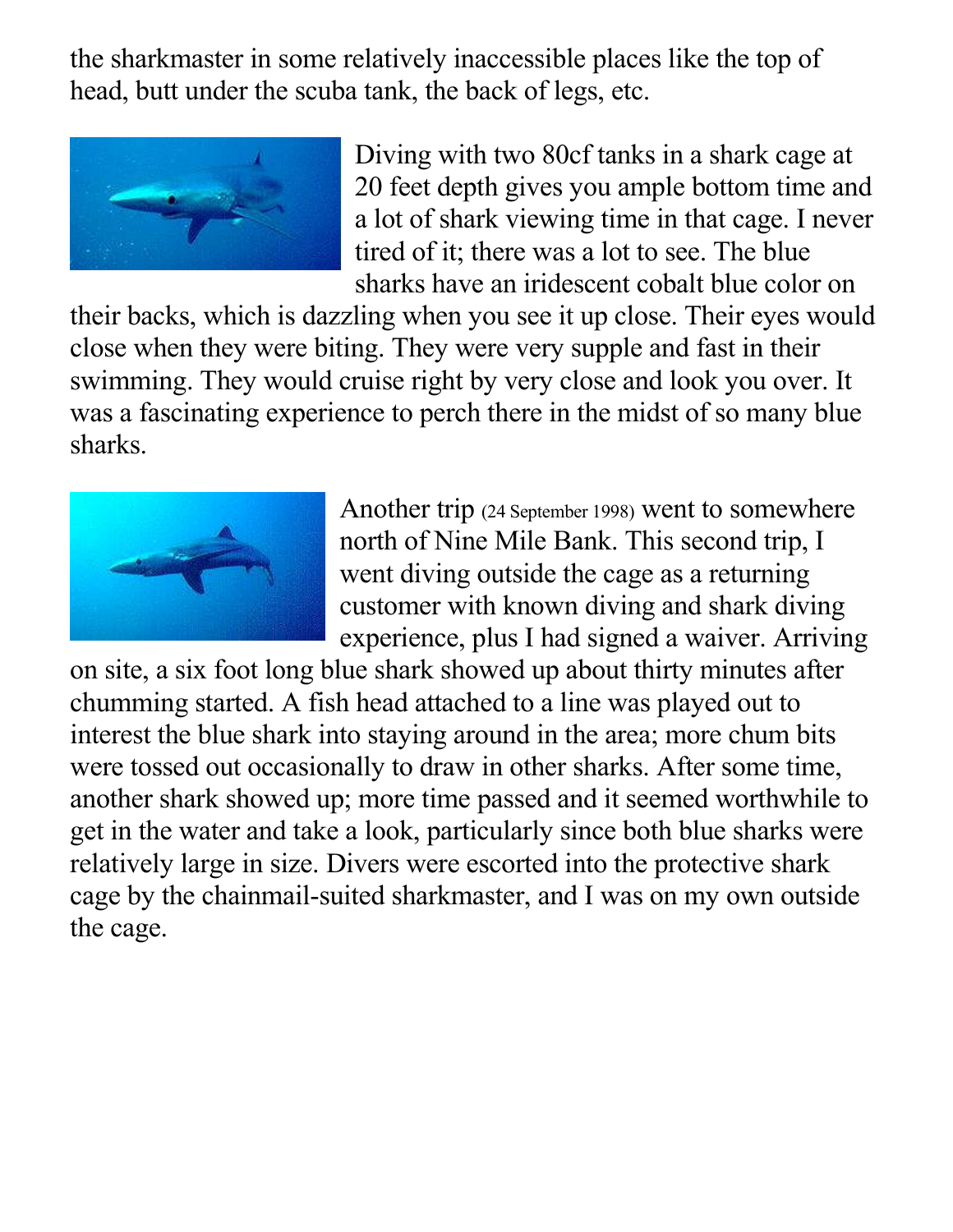the sharkmaster in some relatively inaccessible places like the top of head, butt under the scuba tank, the back of legs, etc.

Diving with two 80cf tanks in a shark cage at 20 feet depth gives you ample bottom time and a lot of shark viewing time in that cage. I never tired of it; there was a lot to see. The blue sharks have an iridescent cobalt blue color on their backs, which is dazzling when you see it up close. Their eyes would close when they were biting. They were very supple and fast in their swimming. They would cruise right by very close and look you over. It was a fascinating experience to perch there in the midst of so many blue sharks.

Another trip (24 September 1998) went to somewhere north of Nine Mile Bank. This second trip, I went diving outside the cage as a returning customer with known diving and shark diving experience, plus I had signed a waiver. Arriving on site, a six foot long blue shark showed up about thirty minutes after chumming started. A fish head attached to a line was played out to interest the blue shark into staying around in the area; more chum bits were tossed out occasionally to draw in other sharks. After some time, another shark showed up; more time passed and it seemed worthwhile to get in the water and take a look, particularly since both blue sharks were relatively large in size. Divers were escorted into the protective shark cage by the chainmail-suited sharkmaster, and I was on my own outside the cage.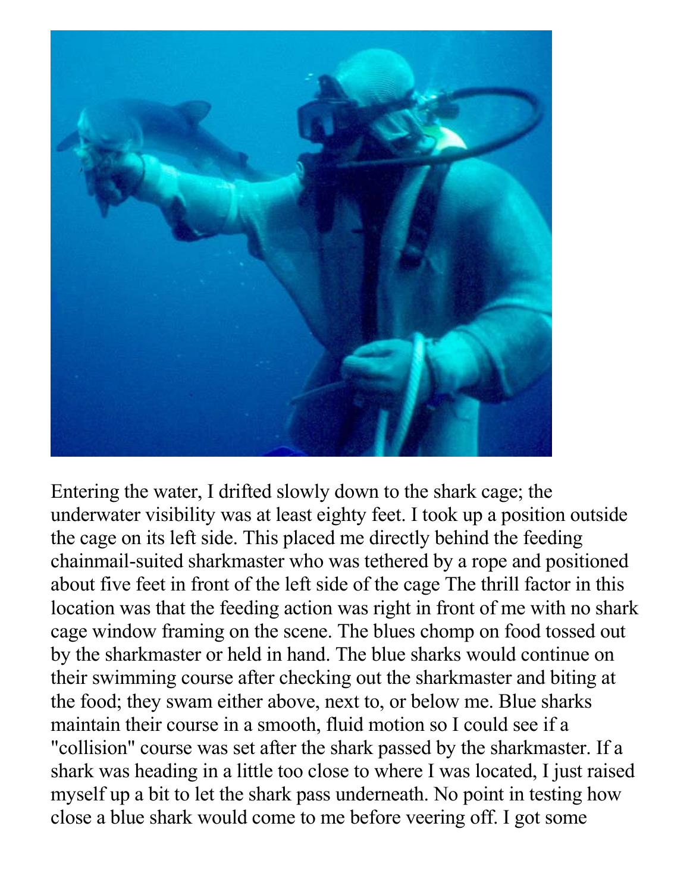Entering the water, I drifted slowly down to the shark cage; the underwater visibility was at least eighty feet. I took up a position outside the cage on its left side. This placed me directly behind the feeding chainmail-suited sharkmaster who was tethered by a rope and positioned about five feet in front of the left side of the cage The thrill factor in this location was that the feeding action was right in front of me with no shark cage window framing on the scene. The blues chomp on food tossed out by the sharkmaster or held in hand. The blue sharks would continue on their swimming course after checking out the sharkmaster and biting at the food; they swam either above, next to, or below me. Blue sharks maintain their course in a smooth, fluid motion so I could see if a "collision" course was set after the shark passed by the sharkmaster. If a shark was heading in a little too close to where I was located, I just raised myself up a bit to let the shark pass underneath. No point in testing how close a blue shark would come to me before veering off. I got some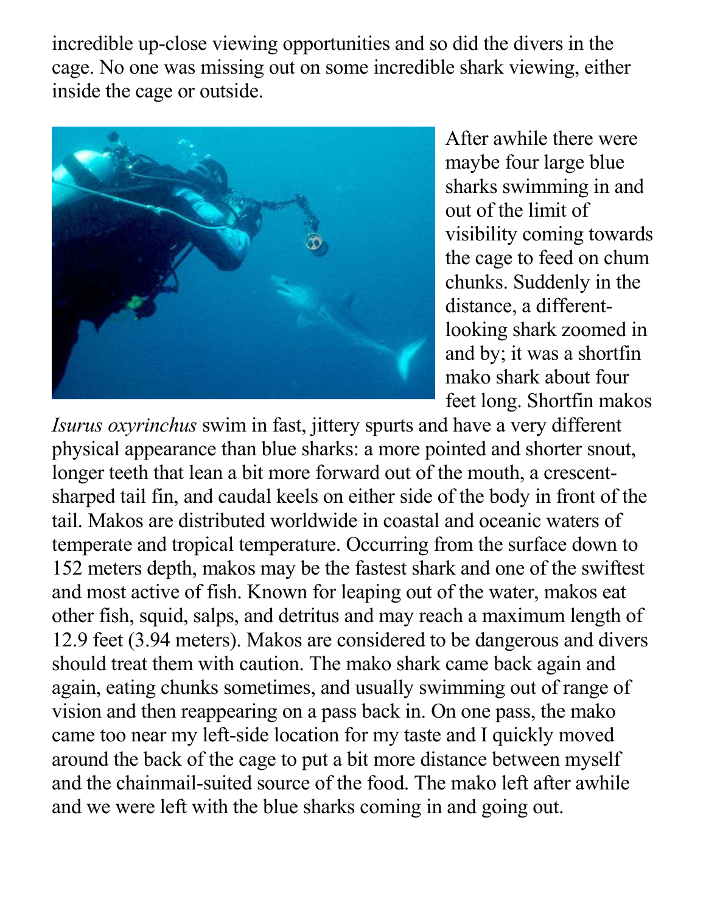incredible up-close viewing opportunities and so did the divers in the cage. No one was missing out on some incredible shark viewing, either inside the cage or outside.

After awhile there were maybe four large blue sharks swimming in and out of the limit of visibility coming towards the cage to feed on chum chunks. Suddenly in the distance, a different-looking shark zoomed in and by; it was a shortfin mako shark about four feet long. Shortfin makos *Isurus oxyrinchus* swim in fast, jittery spurts and have a very different physical appearance than blue sharks: a more pointed and shorter snout, longer teeth that lean a bit more forward out of the mouth, a crescent-sharped tail fin, and caudal keels on either side of the body in front of the tail. Makos are distributed worldwide in coastal and oceanic waters of temperate and tropical temperature. Occurring from the surface down to 152 meters depth, makos may be the fastest shark and one of the swiftest and most active of fish. Known for leaping out of the water, makos eat other fish, squid, salps, and detritus and may reach a maximum length of 12.9 feet (3.94 meters). Makos are considered to be dangerous and divers should treat them with caution. The mako shark came back again and again, eating chunks sometimes, and usually swimming out of range of vision and then reappearing on a pass back in. On one pass, the mako came too near my left-side location for my taste and I quickly moved around the back of the cage to put a bit more distance between myself and the chainmail-suited source of the food. The mako left after awhile and we were left with the blue sharks coming in and going out.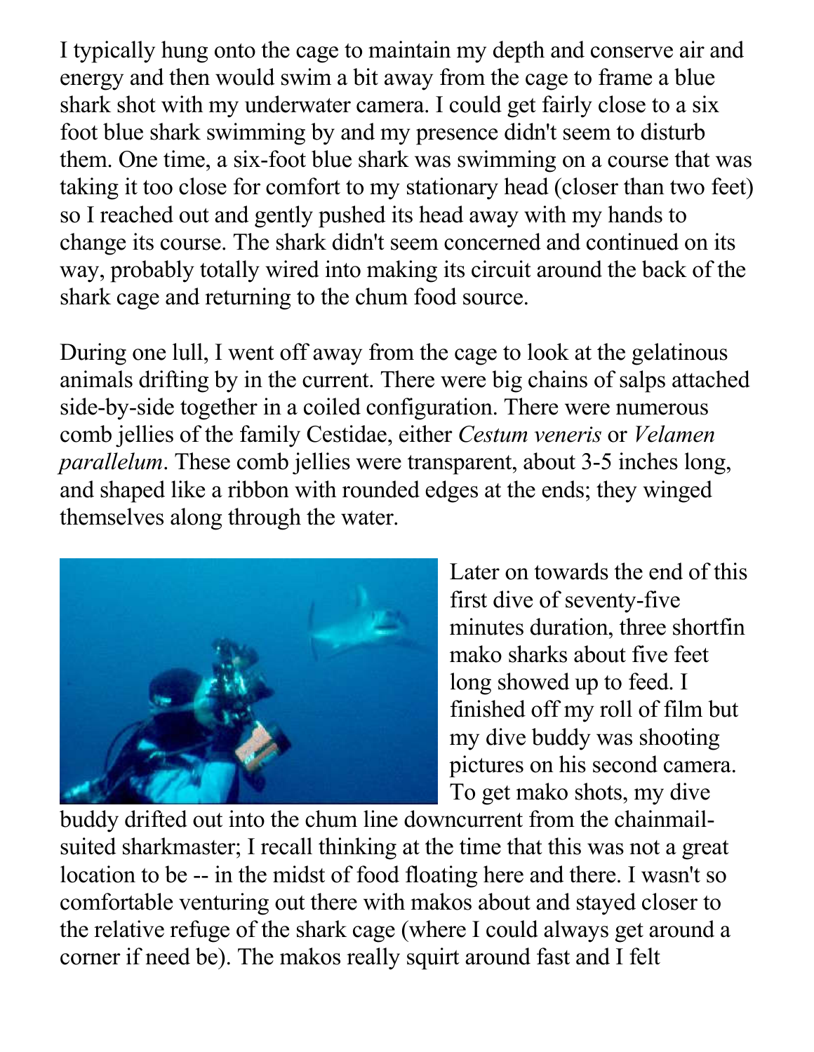I typically hung onto the cage to maintain my depth and conserve air and energy and then would swim a bit away from the cage to frame a blue shark shot with my underwater camera. I could get fairly close to a six foot blue shark swimming by and my presence didn't seem to disturb them. One time, a six-foot blue shark was swimming on a course that was taking it too close for comfort to my stationary head (closer than two feet) so I reached out and gently pushed its head away with my hands to change its course. The shark didn't seem concerned and continued on its way, probably totally wired into making its circuit around the back of the shark cage and returning to the chum food source.

During one lull, I went off away from the cage to look at the gelatinous animals drifting by in the current. There were big chains of salps attached side-by-side together in a coiled configuration. There were numerous comb jellies of the family Cestidae, either *Cestum veneris* or *Velamen parallelum*. These comb jellies were transparent, about 3-5 inches long, and shaped like a ribbon with rounded edges at the ends; they winged themselves along through the water.

Later on towards the end of this first dive of seventy-five minutes duration, three shortfin mako sharks about five feet long showed up to feed. I finished off my roll of film but my dive buddy was shooting pictures on his second camera. To get mako shots, my dive buddy drifted out into the chum line downcurrent from the chainmail-suited sharkmaster; I recall thinking at the time that this was not a great location to be -- in the midst of food floating here and there. I wasn't so comfortable venturing out there with makos about and stayed closer to the relative refuge of the shark cage (where I could always get around a corner if need be). The makos really squirt around fast and I felt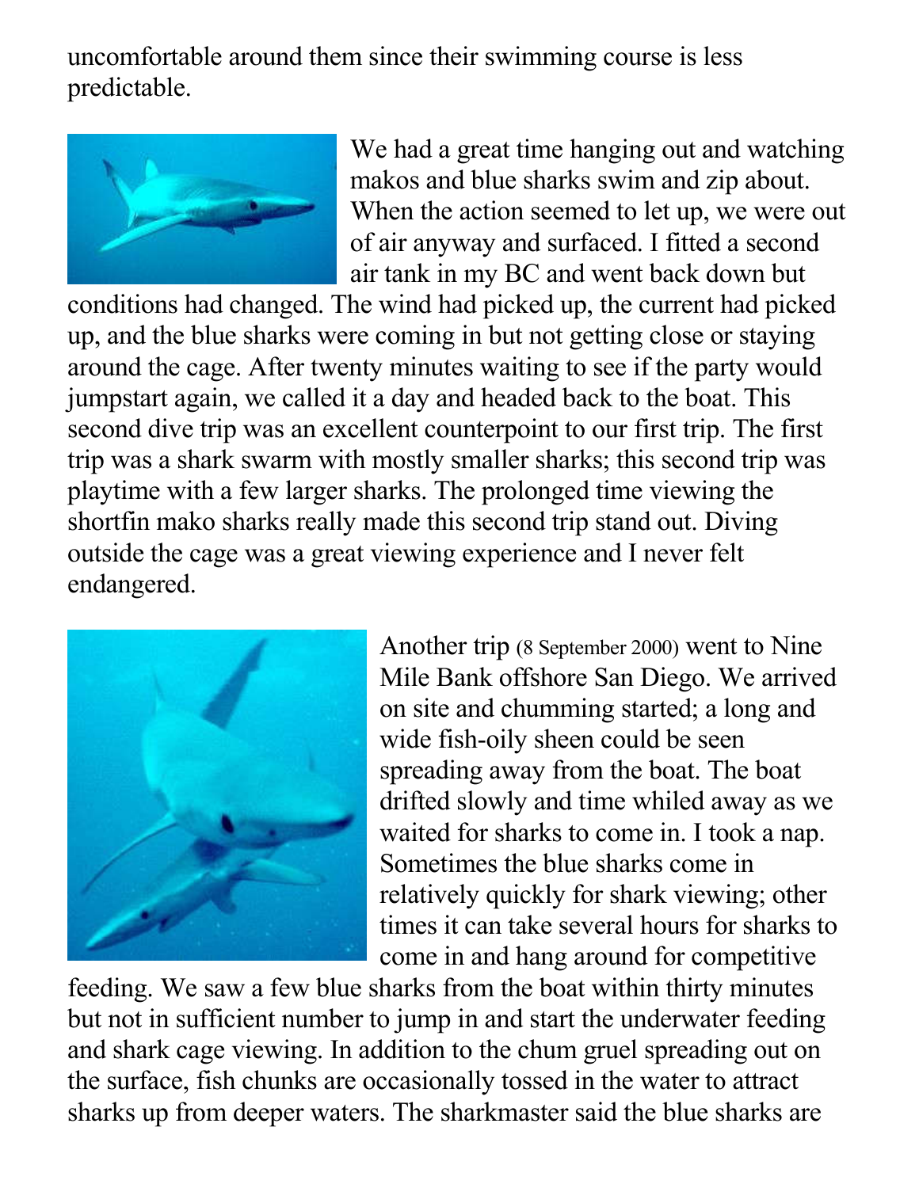uncomfortable around them since their swimming course is less predictable.

We had a great time hanging out and watching makos and blue sharks swim and zip about. When the action seemed to let up, we were out of air anyway and surfaced. I fitted a second air tank in my BC and went back down but conditions had changed. The wind had picked up, the current had picked up, and the blue sharks were coming in but not getting close or staying around the cage. After twenty minutes waiting to see if the party would jumpstart again, we called it a day and headed back to the boat. This second dive trip was an excellent counterpoint to our first trip. The first trip was a shark swarm with mostly smaller sharks; this second trip was playtime with a few larger sharks. The prolonged time viewing the shortfin mako sharks really made this second trip stand out. Diving outside the cage was a great viewing experience and I never felt endangered.

Another trip (8 September 2000) went to Nine Mile Bank offshore San Diego. We arrived on site and chumming started; a long and wide fish-oily sheen could be seen spreading away from the boat. The boat drifted slowly and time whiled away as we waited for sharks to come in. I took a nap. Sometimes the blue sharks come in relatively quickly for shark viewing; other times it can take several hours for sharks to come in and hang around for competitive feeding. We saw a few blue sharks from the boat within thirty minutes but not in sufficient number to jump in and start the underwater feeding and shark cage viewing. In addition to the chum gruel spreading out on the surface, fish chunks are occasionally tossed in the water to attract sharks up from deeper waters. The sharkmaster said the blue sharks are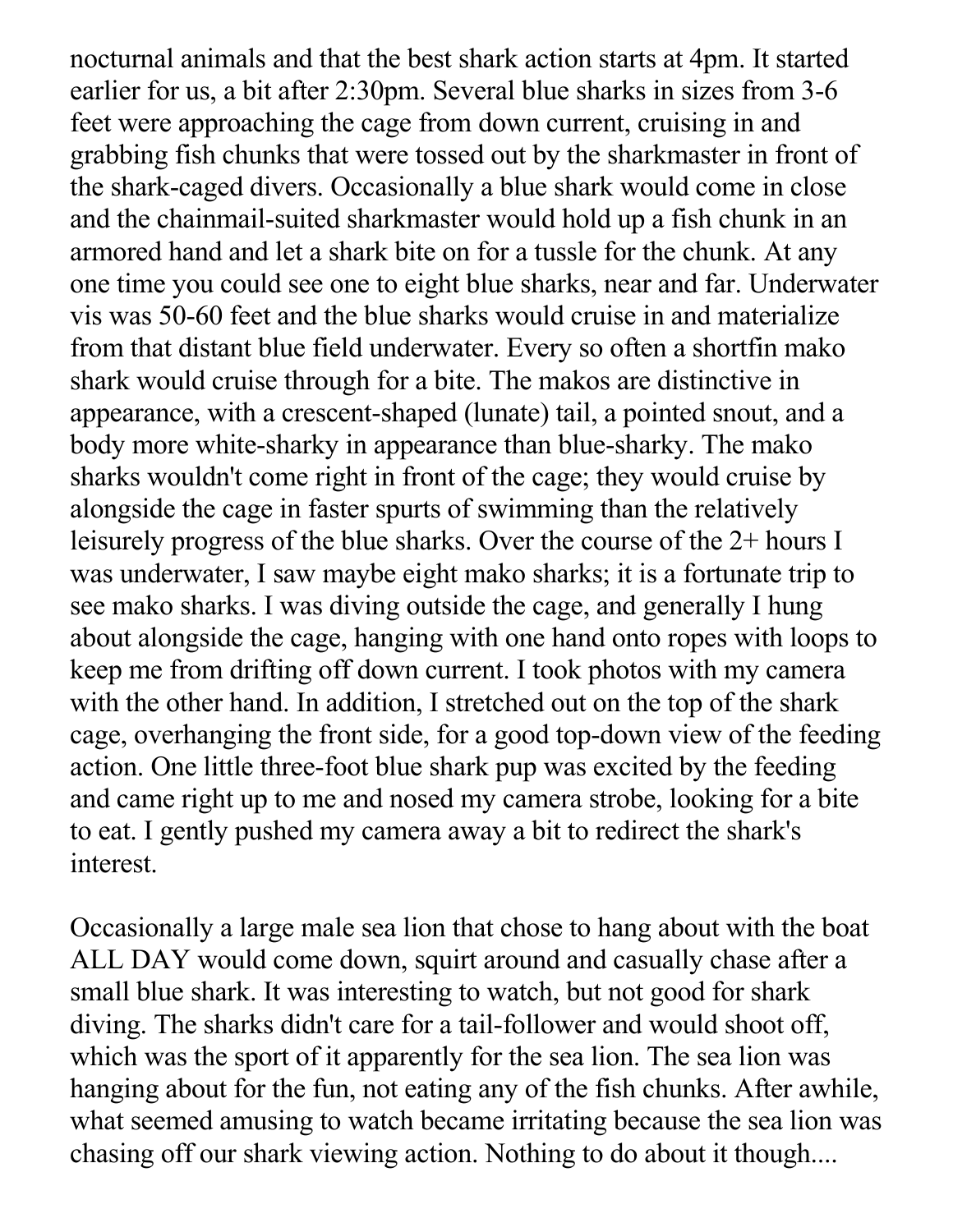nocturnal animals and that the best shark action starts at 4pm. It started earlier for us, a bit after 2:30pm. Several blue sharks in sizes from 3-6 feet were approaching the cage from down current, cruising in and grabbing fish chunks that were tossed out by the sharkmaster in front of the shark-caged divers. Occasionally a blue shark would come in close and the chainmail-suited sharkmaster would hold up a fish chunk in an armored hand and let a shark bite on for a tussle for the chunk. At any one time you could see one to eight blue sharks, near and far. Underwater vis was 50-60 feet and the blue sharks would cruise in and materialize from that distant blue field underwater. Every so often a shortfin mako shark would cruise through for a bite. The makos are distinctive in appearance, with a crescent-shaped (lunate) tail, a pointed snout, and a body more white-sharky in appearance than blue-sharky. The mako sharks wouldn't come right in front of the cage; they would cruise by alongside the cage in faster spurts of swimming than the relatively leisurely progress of the blue sharks. Over the course of the 2+ hours I was underwater, I saw maybe eight mako sharks; it is a fortunate trip to see mako sharks. I was diving outside the cage, and generally I hung about alongside the cage, hanging with one hand onto ropes with loops to keep me from drifting off down current. I took photos with my camera with the other hand. In addition, I stretched out on the top of the shark cage, overhanging the front side, for a good top-down view of the feeding action. One little three-foot blue shark pup was excited by the feeding and came right up to me and nosed my camera strobe, looking for a bite to eat. I gently pushed my camera away a bit to redirect the shark's interest.

Occasionally a large male sea lion that chose to hang about with the boat ALL DAY would come down, squirt around and casually chase after a small blue shark. It was interesting to watch, but not good for shark diving. The sharks didn't care for a tail-follower and would shoot off, which was the sport of it apparently for the sea lion. The sea lion was hanging about for the fun, not eating any of the fish chunks. After awhile, what seemed amusing to watch became irritating because the sea lion was chasing off our shark viewing action. Nothing to do about it though....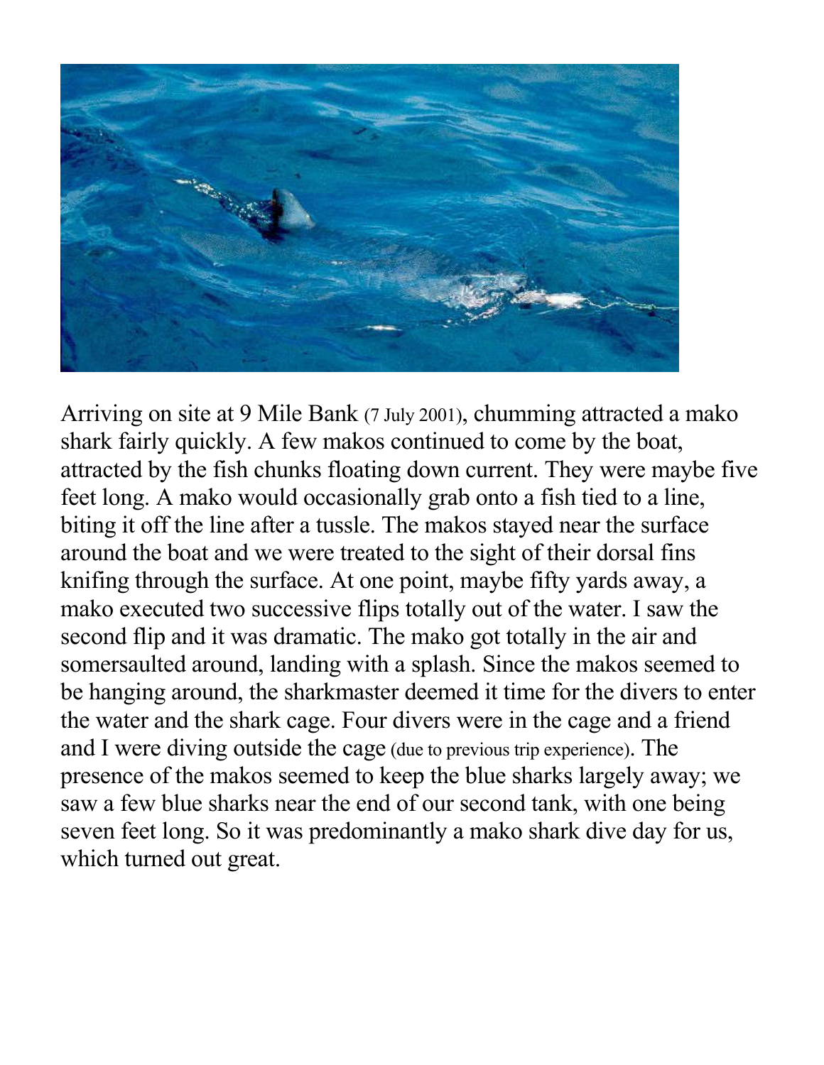Arriving on site at 9 Mile Bank (7 July 2001), chumming attracted a mako shark fairly quickly. A few makos continued to come by the boat, attracted by the fish chunks floating down current. They were maybe five feet long. A mako would occasionally grab onto a fish tied to a line, biting it off the line after a tussle. The makos stayed near the surface around the boat and we were treated to the sight of their dorsal fins knifing through the surface. At one point, maybe fifty yards away, a mako executed two successive flips totally out of the water. I saw the second flip and it was dramatic. The mako got totally in the air and somersaulted around, landing with a splash. Since the makos seemed to be hanging around, the sharkmaster deemed it time for the divers to enter the water and the shark cage. Four divers were in the cage and a friend and I were diving outside the cage (due to previous trip experience). The presence of the makos seemed to keep the blue sharks largely away; we saw a few blue sharks near the end of our second tank, with one being seven feet long. So it was predominantly a mako shark dive day for us, which turned out great.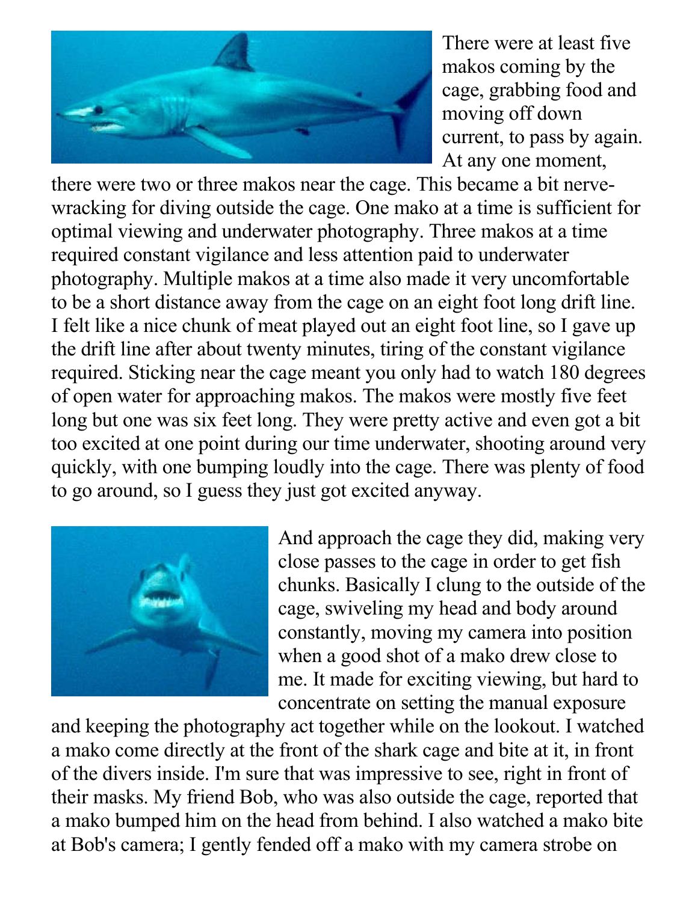There were at least five makos coming by the cage, grabbing food and moving off down current, to pass by again. At any one moment, there were two or three makos near the cage. This became a bit nerve-wracking for diving outside the cage. One mako at a time is sufficient for optimal viewing and underwater photography. Three makos at a time required constant vigilance and less attention paid to underwater photography. Multiple makos at a time also made it very uncomfortable to be a short distance away from the cage on an eight foot long drift line. I felt like a nice chunk of meat played out an eight foot line, so I gave up the drift line after about twenty minutes, tiring of the constant vigilance required. Sticking near the cage meant you only had to watch 180 degrees of open water for approaching makos. The makos were mostly five feet long but one was six feet long. They were pretty active and even got a bit too excited at one point during our time underwater, shooting around very quickly, with one bumping loudly into the cage. There was plenty of food to go around, so I guess they just got excited anyway.

And approach the cage they did, making very close passes to the cage in order to get fish chunks. Basically I clung to the outside of the cage, swiveling my head and body around constantly, moving my camera into position when a good shot of a mako drew close to me. It made for exciting viewing, but hard to concentrate on setting the manual exposure and keeping the photography act together while on the lookout. I watched a mako come directly at the front of the shark cage and bite at it, in front of the divers inside. I'm sure that was impressive to see, right in front of their masks. My friend Bob, who was also outside the cage, reported that a mako bumped him on the head from behind. I also watched a mako bite at Bob's camera; I gently fended off a mako with my camera strobe on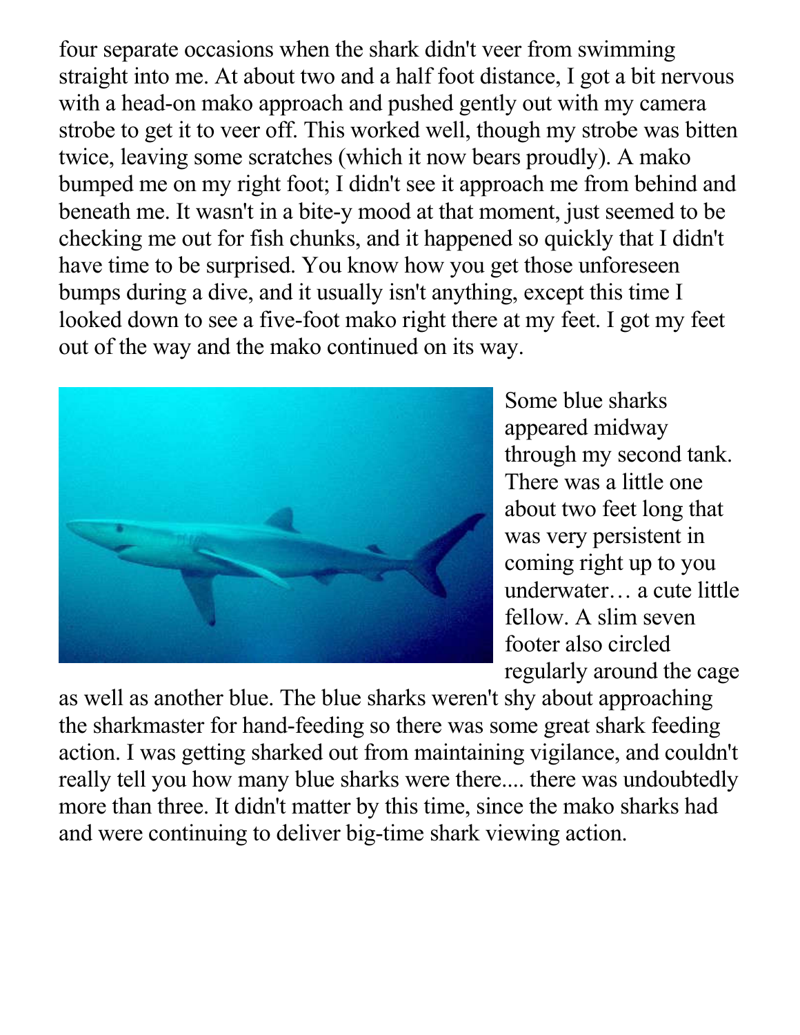four separate occasions when the shark didn't veer from swimming straight into me. At about two and a half foot distance, I got a bit nervous with a head-on mako approach and pushed gently out with my camera strobe to get it to veer off. This worked well, though my strobe was bitten twice, leaving some scratches (which it now bears proudly). A mako bumped me on my right foot; I didn't see it approach me from behind and beneath me. It wasn't in a bite-y mood at that moment, just seemed to be checking me out for fish chunks, and it happened so quickly that I didn't have time to be surprised. You know how you get those unforeseen bumps during a dive, and it usually isn't anything, except this time I looked down to see a five-foot mako right there at my feet. I got my feet out of the way and the mako continued on its way.

Some blue sharks appeared midway through my second tank. There was a little one about two feet long that was very persistent in coming right up to you underwater… a cute little fellow. A slim seven footer also circled regularly around the cage as well as another blue. The blue sharks weren't shy about approaching the sharkmaster for hand-feeding so there was some great shark feeding action. I was getting sharked out from maintaining vigilance, and couldn't really tell you how many blue sharks were there.... there was undoubtedly more than three. It didn't matter by this time, since the mako sharks had and were continuing to deliver big-time shark viewing action.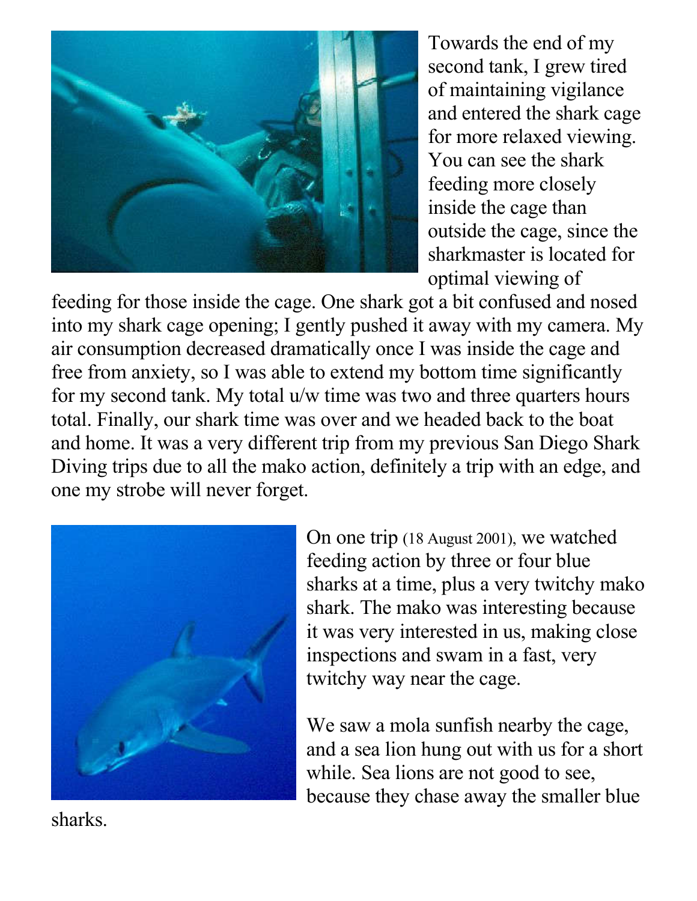Towards the end of my second tank, I grew tired of maintaining vigilance and entered the shark cage for more relaxed viewing. You can see the shark feeding more closely inside the cage than outside the cage, since the sharkmaster is located for optimal viewing of feeding for those inside the cage. One shark got a bit confused and nosed into my shark cage opening; I gently pushed it away with my camera. My air consumption decreased dramatically once I was inside the cage and free from anxiety, so I was able to extend my bottom time significantly for my second tank. My total u/w time was two and three quarters hours total. Finally, our shark time was over and we headed back to the boat and home. It was a very different trip from my previous San Diego Shark Diving trips due to all the mako action, definitely a trip with an edge, and one my strobe will never forget.

On one trip (18 August 2001), we watched feeding action by three or four blue sharks at a time, plus a very twitchy mako shark. The mako was interesting because it was very interested in us, making close inspections and swam in a fast, very twitchy way near the cage.

We saw a mola sunfish nearby the cage, and a sea lion hung out with us for a short while. Sea lions are not good to see, because they chase away the smaller blue sharks.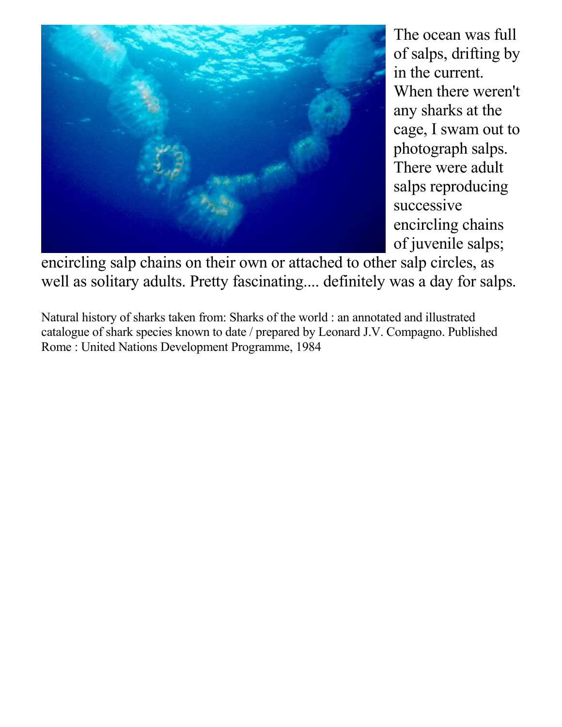The ocean was full of salps, drifting by in the current. When there weren't any sharks at the cage, I swam out to photograph salps. There were adult salps reproducing successive encircling chains of juvenile salps; encircling salp chains on their own or attached to other salp circles, as well as solitary adults. Pretty fascinating.... definitely was a day for salps.

Natural history of sharks taken from: Sharks of the world : an annotated and illustrated catalogue of shark species known to date / prepared by Leonard J.V. Compagno. Published Rome : United Nations Development Programme, 1984